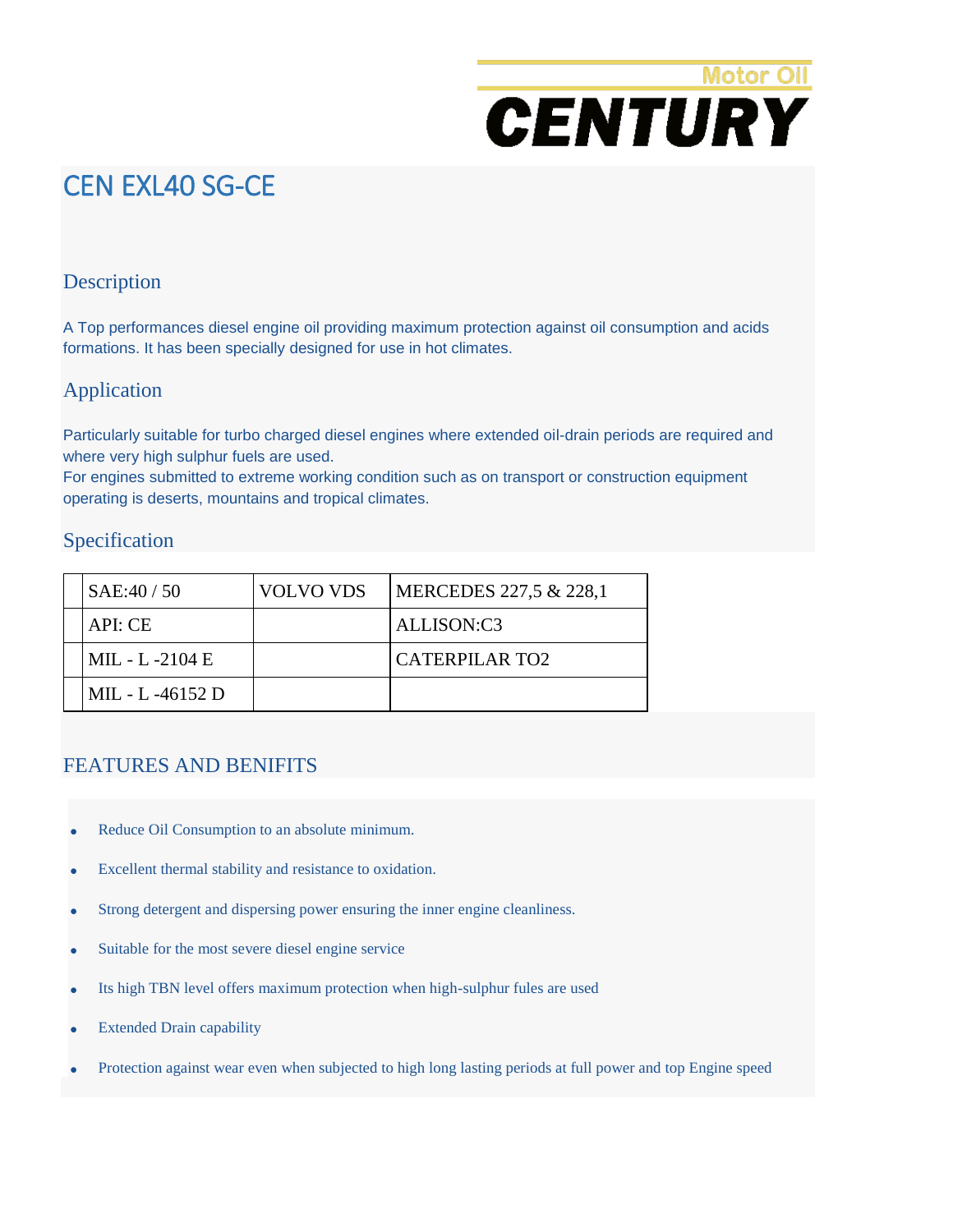Motor Oil

**CENTURY**

# CEN EXL40 SG-CE

## Description

A Top performances diesel engine oil providing maximum protection against oil consumption and acids formations. It has been specially designed for use in hot climates.

## Application

Particularly suitable for turbo charged diesel engines where extended oil-drain periods are required and where very high sulphur fuels are used.
For engines submitted to extreme working condition such as on transport or construction equipment operating is deserts, mountains and tropical climates.

## Specification

| | | | |
|---|---|---|---|
| | SAE:40 / 50 | VOLVO VDS | MERCEDES 227,5 & 228,1 |
| | API: CE | | ALLISON:C3 |
| | MIL - L -2104 E | | CATERPILAR TO2 |
| | MIL - L -46152 D | | |

## FEATURES AND BENIFITS

- Reduce Oil Consumption to an absolute minimum.
- Excellent thermal stability and resistance to oxidation.
- Strong detergent and dispersing power ensuring the inner engine cleanliness.
- Suitable for the most severe diesel engine service
- Its high TBN level offers maximum protection when high-sulphur fules are used
- Extended Drain capability
- Protection against wear even when subjected to high long lasting periods at full power and top Engine speed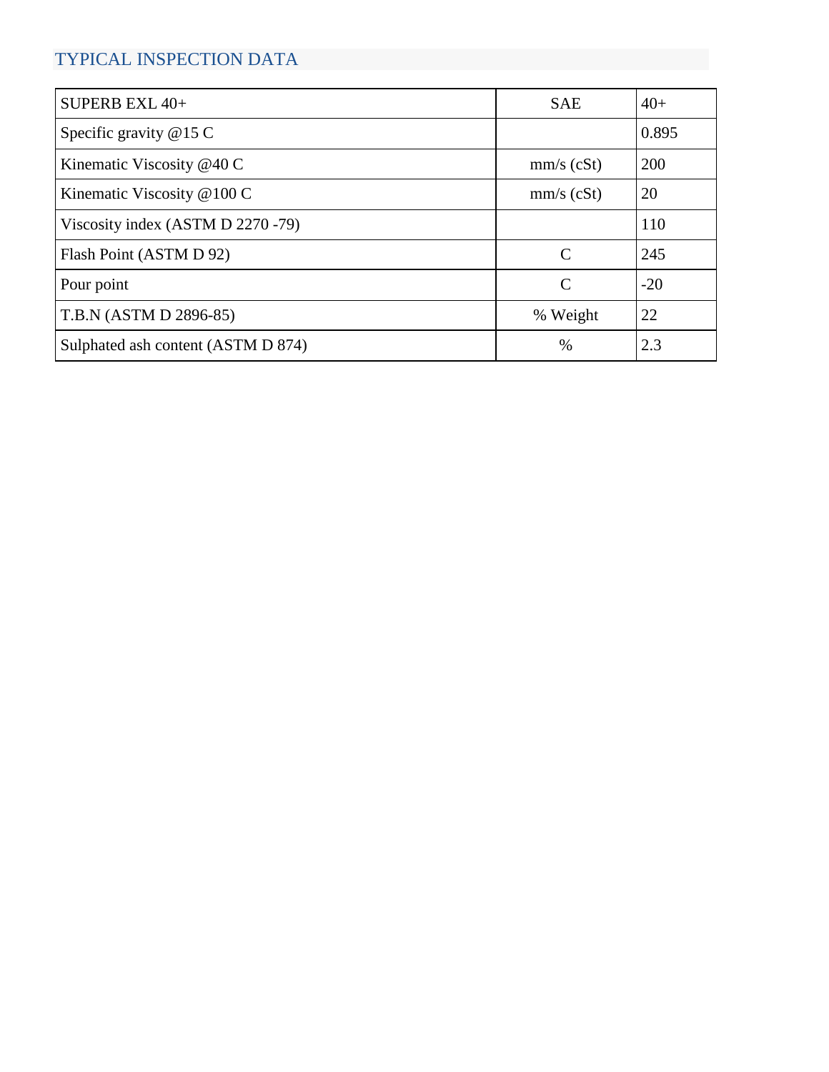## TYPICAL INSPECTION DATA

| | | |
|---|---|---|
| SUPERB EXL 40+ | SAE | 40+ |
| Specific gravity @15 C | | 0.895 |
| Kinematic Viscosity @40 C | mm/s (cSt) | 200 |
| Kinematic Viscosity @100 C | mm/s (cSt) | 20 |
| Viscosity index (ASTM D 2270 -79) | | 110 |
| Flash Point (ASTM D 92) | C | 245 |
| Pour point | C | -20 |
| T.B.N (ASTM D 2896-85) | % Weight | 22 |
| Sulphated ash content (ASTM D 874) | % | 2.3 |